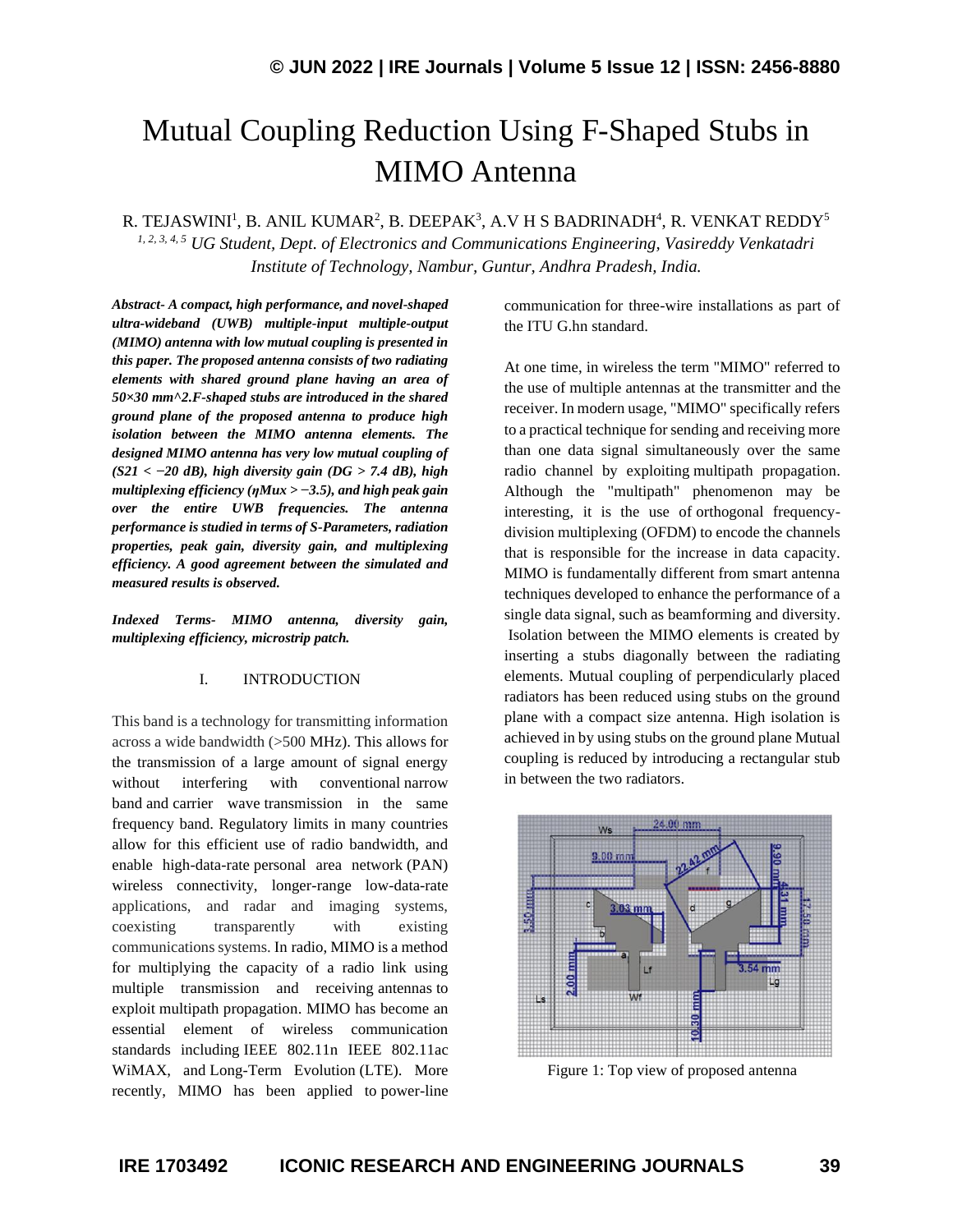# Mutual Coupling Reduction Using F-Shaped Stubs in MIMO Antenna

R. TEJASWINI[1], B. ANIL KUMAR[2], B. DEEPAK[3], A.V H S BADRINADH[4], R. VENKAT REDDY[5]

*[1, 2, 3, 4, 5] UG Student, Dept. of Electronics and Communications Engineering, Vasireddy Venkatadri Institute of Technology, Nambur, Guntur, Andhra Pradesh, India.*

***Abstract-** A compact, high performance, and novel-shaped ultra-wideband (UWB) multiple-input multiple-output (MIMO) antenna with low mutual coupling is presented in this paper. The proposed antenna consists of two radiating elements with shared ground plane having an area of 50×30 mm^2.F-shaped stubs are introduced in the shared ground plane of the proposed antenna to produce high isolation between the MIMO antenna elements. The designed MIMO antenna has very low mutual coupling of ($S21 < -20$ dB), high diversity gain ($DG > 7.4$ dB), high multiplexing efficiency ($\eta Mux > -3.5$), and high peak gain over the entire UWB frequencies. The antenna performance is studied in terms of S-Parameters, radiation properties, peak gain, diversity gain, and multiplexing efficiency. A good agreement between the simulated and measured results is observed.*

***Indexed Terms-** MIMO antenna, diversity gain, multiplexing efficiency, microstrip patch.*

## I. INTRODUCTION

This band is a technology for transmitting information across a wide bandwidth (>500 MHz). This allows for the transmission of a large amount of signal energy without interfering with conventional narrow band and carrier wave transmission in the same frequency band. Regulatory limits in many countries allow for this efficient use of radio bandwidth, and enable high-data-rate personal area network (PAN) wireless connectivity, longer-range low-data-rate applications, and radar and imaging systems, coexisting transparently with existing communications systems. In radio, MIMO is a method for multiplying the capacity of a radio link using multiple transmission and receiving antennas to exploit multipath propagation. MIMO has become an essential element of wireless communication standards including IEEE 802.11n IEEE 802.11ac WiMAX, and Long-Term Evolution (LTE). More recently, MIMO has been applied to power-line communication for three-wire installations as part of the ITU G.hn standard.

At one time, in wireless the term "MIMO" referred to the use of multiple antennas at the transmitter and the receiver. In modern usage, "MIMO" specifically refers to a practical technique for sending and receiving more than one data signal simultaneously over the same radio channel by exploiting multipath propagation. Although the "multipath" phenomenon may be interesting, it is the use of orthogonal frequency-division multiplexing (OFDM) to encode the channels that is responsible for the increase in data capacity. MIMO is fundamentally different from smart antenna techniques developed to enhance the performance of a single data signal, such as beamforming and diversity. Isolation between the MIMO elements is created by inserting a stubs diagonally between the radiating elements. Mutual coupling of perpendicularly placed radiators has been reduced using stubs on the ground plane with a compact size antenna. High isolation is achieved in by using stubs on the ground plane Mutual coupling is reduced by introducing a rectangular stub in between the two radiators.

Figure 1: Top view of proposed antenna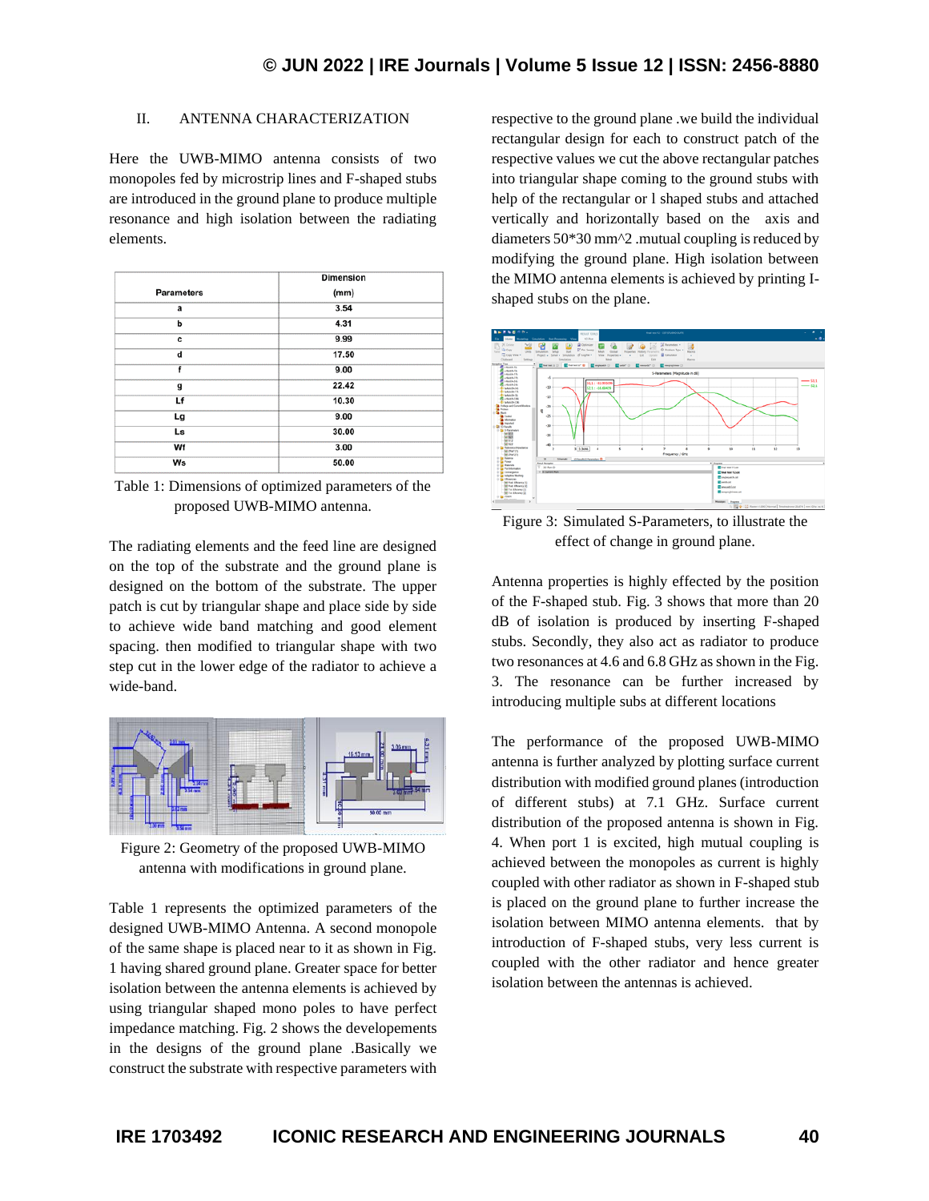## II. ANTENNA CHARACTERIZATION

Here the UWB-MIMO antenna consists of two monopoles fed by microstrip lines and F-shaped stubs are introduced in the ground plane to produce multiple resonance and high isolation between the radiating elements.

| Parameters | Dimension (mm) |
|---|---|
| a | 3.54 |
| b | 4.31 |
| c | 9.99 |
| d | 17.50 |
| f | 9.00 |
| g | 22.42 |
| Lf | 10.30 |
| Lg | 9.00 |
| Ls | 30.00 |
| Wf | 3.00 |
| Ws | 50.00 |

Table 1: Dimensions of optimized parameters of the proposed UWB-MIMO antenna.

The radiating elements and the feed line are designed on the top of the substrate and the ground plane is designed on the bottom of the substrate. The upper patch is cut by triangular shape and place side by side to achieve wide band matching and good element spacing. then modified to triangular shape with two step cut in the lower edge of the radiator to achieve a wide-band.

Figure 2: Geometry of the proposed UWB-MIMO antenna with modifications in ground plane.

Table 1 represents the optimized parameters of the designed UWB-MIMO Antenna. A second monopole of the same shape is placed near to it as shown in Fig. 1 having shared ground plane. Greater space for better isolation between the antenna elements is achieved by using triangular shaped mono poles to have perfect impedance matching. Fig. 2 shows the developements in the designs of the ground plane .Basically we construct the substrate with respective parameters with respective to the ground plane .we build the individual rectangular design for each to construct patch of the respective values we cut the above rectangular patches into triangular shape coming to the ground stubs with help of the rectangular or l shaped stubs and attached vertically and horizontally based on the axis and diameters 50*30 mm^2 .mutual coupling is reduced by modifying the ground plane. High isolation between the MIMO antenna elements is achieved by printing I-shaped stubs on the plane.

Figure 3: Simulated S-Parameters, to illustrate the effect of change in ground plane.

Antenna properties is highly effected by the position of the F-shaped stub. Fig. 3 shows that more than 20 dB of isolation is produced by inserting F-shaped stubs. Secondly, they also act as radiator to produce two resonances at 4.6 and 6.8 GHz as shown in the Fig. 3. The resonance can be further increased by introducing multiple subs at different locations

The performance of the proposed UWB-MIMO antenna is further analyzed by plotting surface current distribution with modified ground planes (introduction of different stubs) at 7.1 GHz. Surface current distribution of the proposed antenna is shown in Fig. 4. When port 1 is excited, high mutual coupling is achieved between the monopoles as current is highly coupled with other radiator as shown in F-shaped stub is placed on the ground plane to further increase the isolation between MIMO antenna elements. that by introduction of F-shaped stubs, very less current is coupled with the other radiator and hence greater isolation between the antennas is achieved.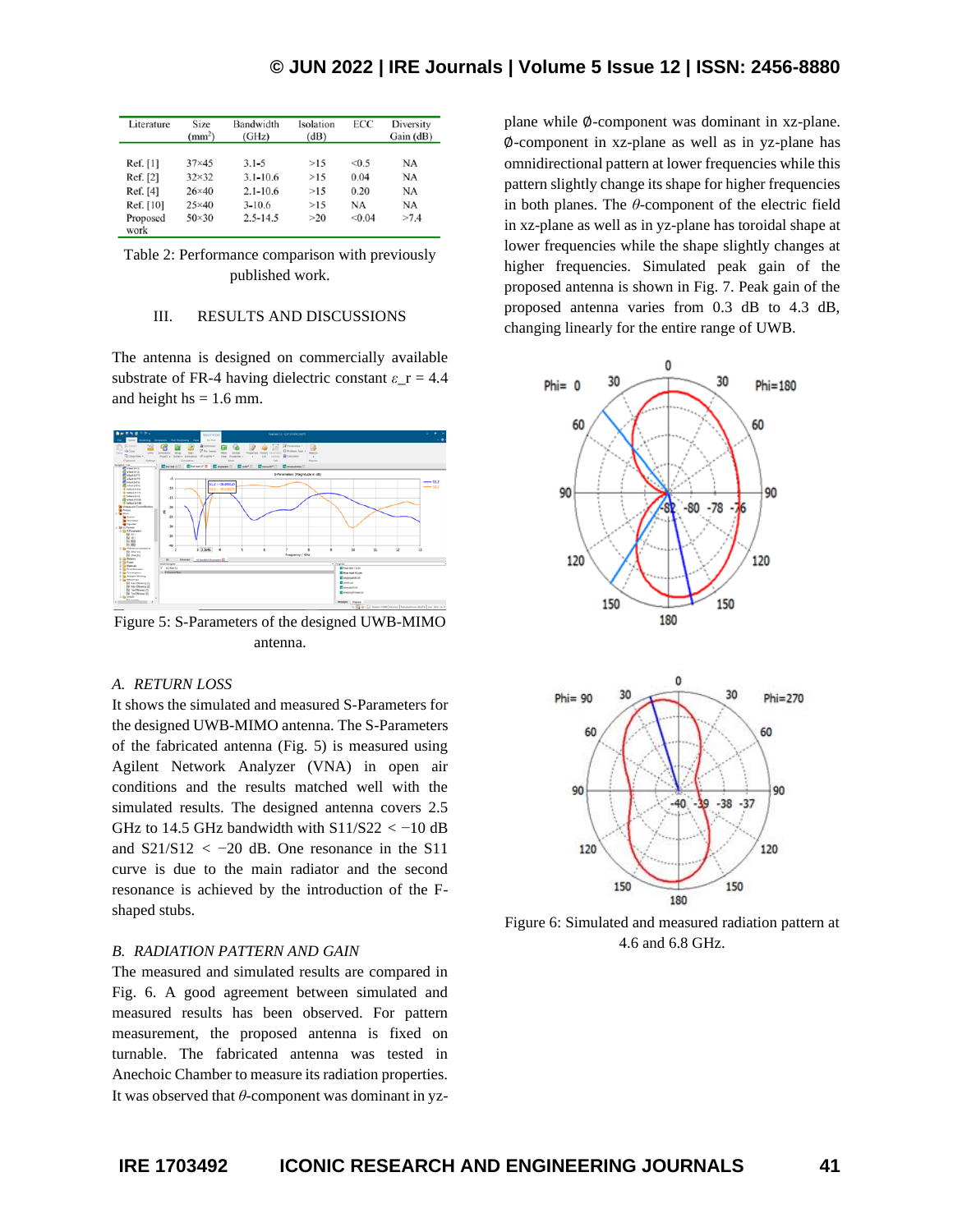| Literature | Size ($mm^2$) | Bandwidth (GHz) | Isolation (dB) | ECC | Diversity Gain (dB) |
|---|---|---|---|---|---|
| Ref. [1] | 37×45 | 3.1-5 | >15 | <0.5 | NA |
| Ref. [2] | 32×32 | 3.1-10.6 | >15 | 0.04 | NA |
| Ref. [4] | 26×40 | 2.1-10.6 | >15 | 0.20 | NA |
| Ref. [10] | 25×40 | 3-10.6 | >15 | NA | NA |
| Proposed work | 50×30 | 2.5-14.5 | >20 | <0.04 | >7.4 |

Table 2: Performance comparison with previously published work.

## III. RESULTS AND DISCUSSIONS

The antenna is designed on commercially available substrate of FR-4 having dielectric constant $\varepsilon_r = 4.4$ and height hs = 1.6 mm.

Figure 5: S-Parameters of the designed UWB-MIMO antenna.

### A. RETURN LOSS

It shows the simulated and measured S-Parameters for the designed UWB-MIMO antenna. The S-Parameters of the fabricated antenna (Fig. 5) is measured using Agilent Network Analyzer (VNA) in open air conditions and the results matched well with the simulated results. The designed antenna covers 2.5 GHz to 14.5 GHz bandwidth with S11/S22 < −10 dB and S21/S12 < −20 dB. One resonance in the S11 curve is due to the main radiator and the second resonance is achieved by the introduction of the F-shaped stubs.

### B. RADIATION PATTERN AND GAIN

The measured and simulated results are compared in Fig. 6. A good agreement between simulated and measured results has been observed. For pattern measurement, the proposed antenna is fixed on turnable. The fabricated antenna was tested in Anechoic Chamber to measure its radiation properties. It was observed that $\theta$-component was dominant in yz-plane while $\emptyset$-component was dominant in xz-plane. $\emptyset$-component in xz-plane as well as in yz-plane has omnidirectional pattern at lower frequencies while this pattern slightly change its shape for higher frequencies in both planes. The $\theta$-component of the electric field in xz-plane as well as in yz-plane has toroidal shape at lower frequencies while the shape slightly changes at higher frequencies. Simulated peak gain of the proposed antenna is shown in Fig. 7. Peak gain of the proposed antenna varies from 0.3 dB to 4.3 dB, changing linearly for the entire range of UWB.

Figure 6: Simulated and measured radiation pattern at 4.6 and 6.8 GHz.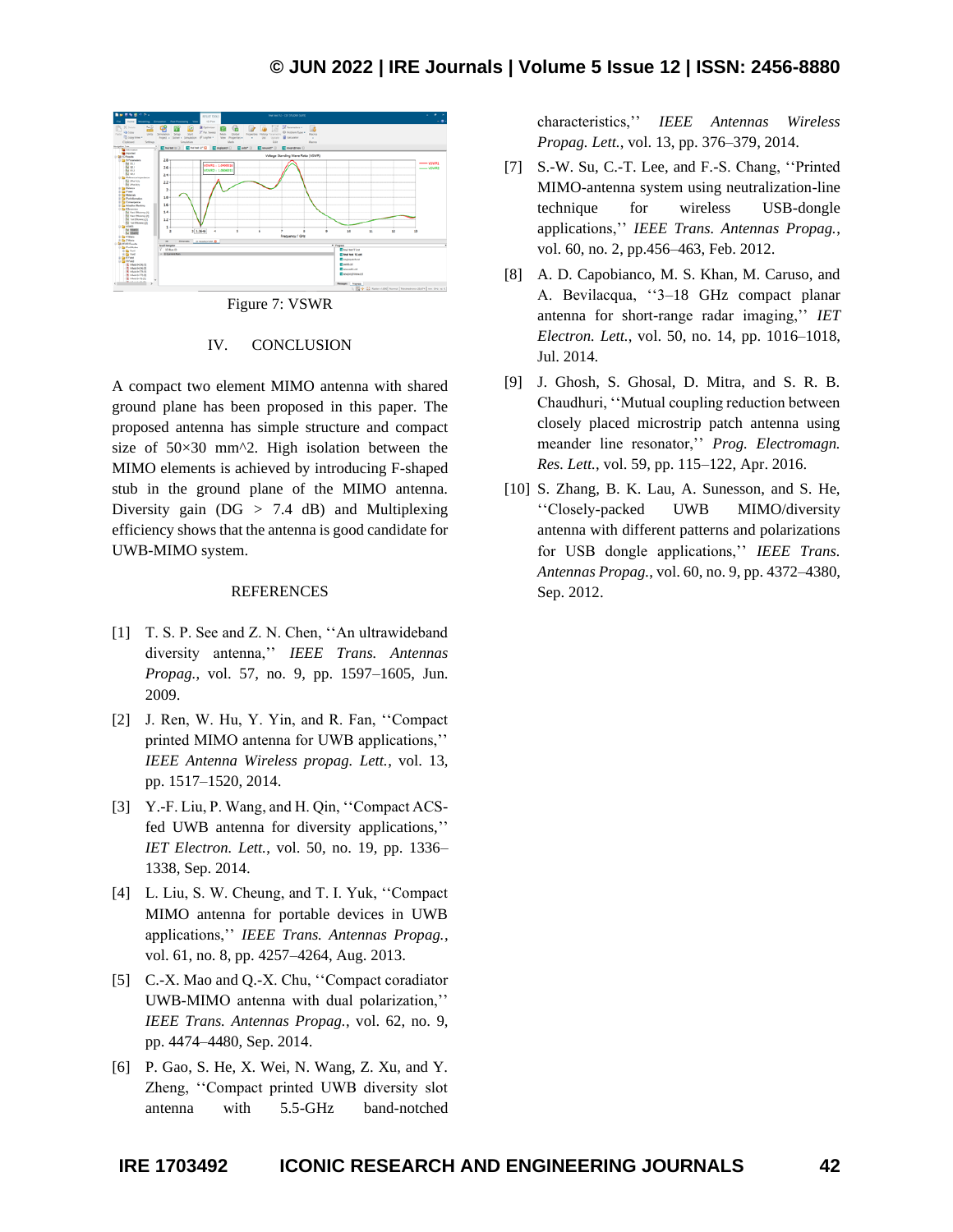Figure 7: VSWR

## IV. CONCLUSION

A compact two element MIMO antenna with shared ground plane has been proposed in this paper. The proposed antenna has simple structure and compact size of 50×30 mm^2. High isolation between the MIMO elements is achieved by introducing F-shaped stub in the ground plane of the MIMO antenna. Diversity gain (DG > 7.4 dB) and Multiplexing efficiency shows that the antenna is good candidate for UWB-MIMO system.

## REFERENCES

[1] T. S. P. See and Z. N. Chen, ''An ultrawideband diversity antenna,'' *IEEE Trans. Antennas Propag.*, vol. 57, no. 9, pp. 1597–1605, Jun. 2009.

[2] J. Ren, W. Hu, Y. Yin, and R. Fan, ''Compact printed MIMO antenna for UWB applications,'' *IEEE Antenna Wireless propag. Lett.*, vol. 13, pp. 1517–1520, 2014.

[3] Y.-F. Liu, P. Wang, and H. Qin, ''Compact ACS-fed UWB antenna for diversity applications,'' *IET Electron. Lett.*, vol. 50, no. 19, pp. 1336–1338, Sep. 2014.

[4] L. Liu, S. W. Cheung, and T. I. Yuk, ''Compact MIMO antenna for portable devices in UWB applications,'' *IEEE Trans. Antennas Propag.*, vol. 61, no. 8, pp. 4257–4264, Aug. 2013.

[5] C.-X. Mao and Q.-X. Chu, ''Compact coradiator UWB-MIMO antenna with dual polarization,'' *IEEE Trans. Antennas Propag.*, vol. 62, no. 9, pp. 4474–4480, Sep. 2014.

[6] P. Gao, S. He, X. Wei, N. Wang, Z. Xu, and Y. Zheng, ''Compact printed UWB diversity slot antenna with 5.5-GHz band-notched characteristics,'' *IEEE Antennas Wireless Propag. Lett.*, vol. 13, pp. 376–379, 2014.

[7] S.-W. Su, C.-T. Lee, and F.-S. Chang, ''Printed MIMO-antenna system using neutralization-line technique for wireless USB-dongle applications,'' *IEEE Trans. Antennas Propag.*, vol. 60, no. 2, pp.456–463, Feb. 2012.

[8] A. D. Capobianco, M. S. Khan, M. Caruso, and A. Bevilacqua, ''3–18 GHz compact planar antenna for short-range radar imaging,'' *IET Electron. Lett.*, vol. 50, no. 14, pp. 1016–1018, Jul. 2014.

[9] J. Ghosh, S. Ghosal, D. Mitra, and S. R. B. Chaudhuri, ''Mutual coupling reduction between closely placed microstrip patch antenna using meander line resonator,'' *Prog. Electromagn. Res. Lett.*, vol. 59, pp. 115–122, Apr. 2016.

[10] S. Zhang, B. K. Lau, A. Sunesson, and S. He, ''Closely-packed UWB MIMO/diversity antenna with different patterns and polarizations for USB dongle applications,'' *IEEE Trans. Antennas Propag.*, vol. 60, no. 9, pp. 4372–4380, Sep. 2012.